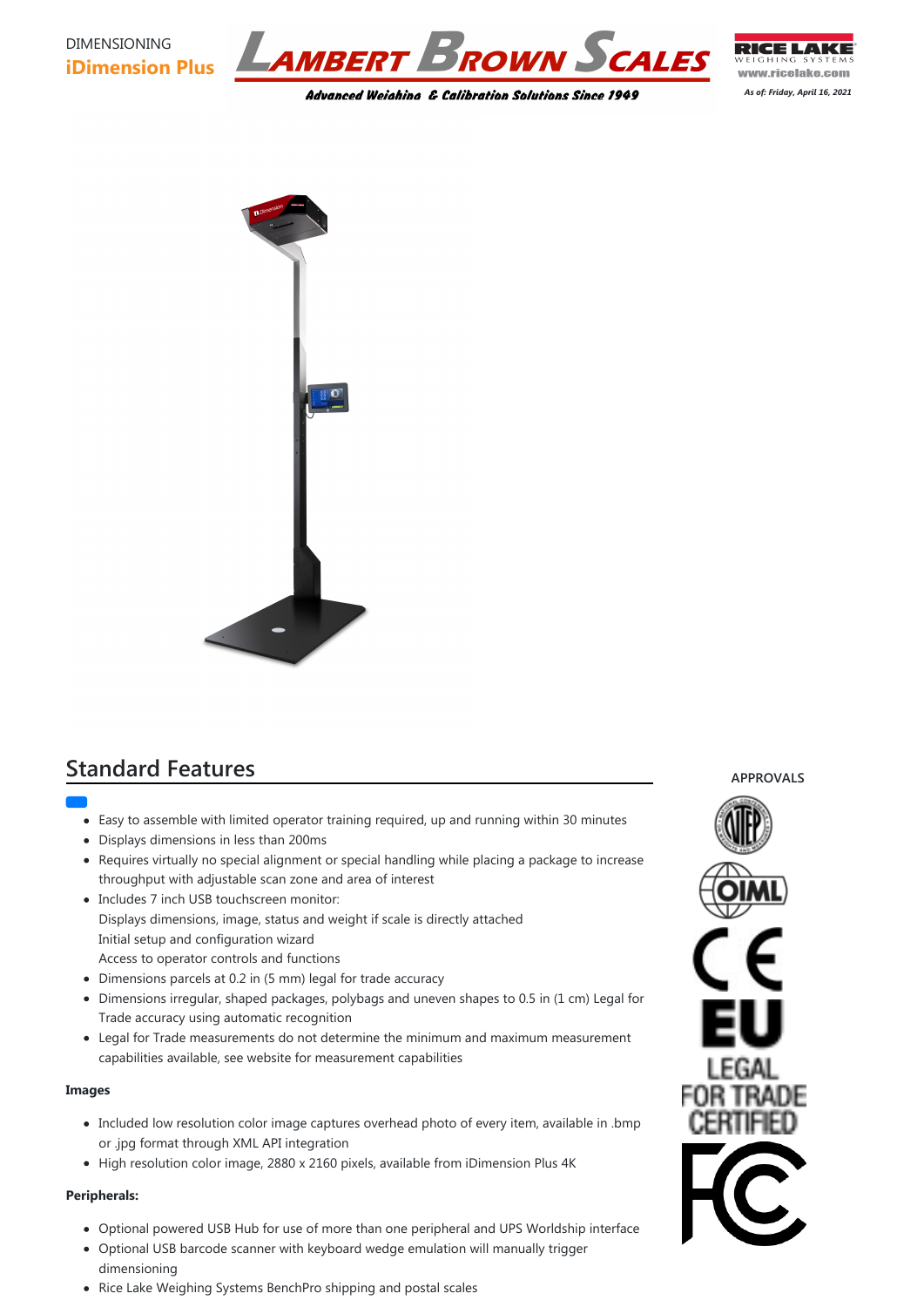DIMENSIONING

**iDimension Plus**

*As of: Friday, April 16, 2021*

## Standard Features

- Easy to assemble with limited operator training required, up and running within 30 minutes
- Displays dimensions in less than 200ms
- Requires virtually no special alignment or special handling while placing a package to increase throughput with adjustable scan zone and area of interest
- Includes 7 inch USB touchscreen monitor:
  Displays dimensions, image, status and weight if scale is directly attached
  Initial setup and configuration wizard
  Access to operator controls and functions
- Dimensions parcels at 0.2 in (5 mm) legal for trade accuracy
- Dimensions irregular, shaped packages, polybags and uneven shapes to 0.5 in (1 cm) Legal for Trade accuracy using automatic recognition
- Legal for Trade measurements do not determine the minimum and maximum measurement capabilities available, see website for measurement capabilities

**Images**

- Included low resolution color image captures overhead photo of every item, available in .bmp or .jpg format through XML API integration
- High resolution color image, 2880 x 2160 pixels, available from iDimension Plus 4K

**Peripherals:**

- Optional powered USB Hub for use of more than one peripheral and UPS Worldship interface
- Optional USB barcode scanner with keyboard wedge emulation will manually trigger dimensioning
- Rice Lake Weighing Systems BenchPro shipping and postal scales

**APPROVALS**

EU LEGAL FOR TRADE CERTIFIED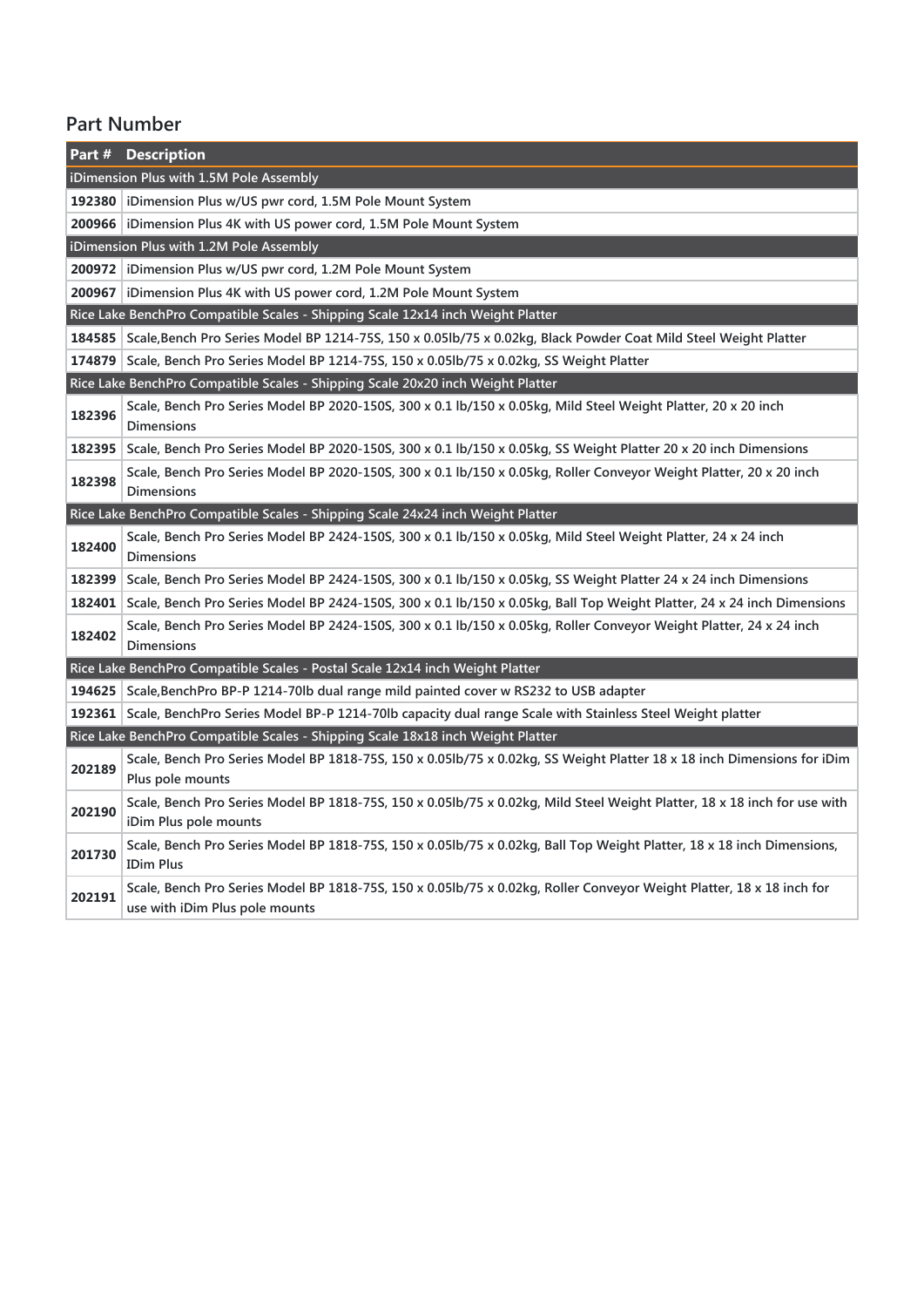## Part Number

| Part # | Description |
|---|---|
| iDimension Plus with 1.5M Pole Assembly | |
| **192380** | iDimension Plus w/US pwr cord, 1.5M Pole Mount System |
| **200966** | iDimension Plus 4K with US power cord, 1.5M Pole Mount System |
| iDimension Plus with 1.2M Pole Assembly | |
| **200972** | iDimension Plus w/US pwr cord, 1.2M Pole Mount System |
| **200967** | iDimension Plus 4K with US power cord, 1.2M Pole Mount System |
| Rice Lake BenchPro Compatible Scales - Shipping Scale 12x14 inch Weight Platter | |
| **184585** | Scale,Bench Pro Series Model BP 1214-75S, 150 x 0.05lb/75 x 0.02kg, Black Powder Coat Mild Steel Weight Platter |
| **174879** | Scale, Bench Pro Series Model BP 1214-75S, 150 x 0.05lb/75 x 0.02kg, SS Weight Platter |
| Rice Lake BenchPro Compatible Scales - Shipping Scale 20x20 inch Weight Platter | |
| **182396** | Scale, Bench Pro Series Model BP 2020-150S, 300 x 0.1 lb/150 x 0.05kg, Mild Steel Weight Platter, 20 x 20 inch Dimensions |
| **182395** | Scale, Bench Pro Series Model BP 2020-150S, 300 x 0.1 lb/150 x 0.05kg, SS Weight Platter 20 x 20 inch Dimensions |
| **182398** | Scale, Bench Pro Series Model BP 2020-150S, 300 x 0.1 lb/150 x 0.05kg, Roller Conveyor Weight Platter, 20 x 20 inch Dimensions |
| Rice Lake BenchPro Compatible Scales - Shipping Scale 24x24 inch Weight Platter | |
| **182400** | Scale, Bench Pro Series Model BP 2424-150S, 300 x 0.1 lb/150 x 0.05kg, Mild Steel Weight Platter, 24 x 24 inch Dimensions |
| **182399** | Scale, Bench Pro Series Model BP 2424-150S, 300 x 0.1 lb/150 x 0.05kg, SS Weight Platter 24 x 24 inch Dimensions |
| **182401** | Scale, Bench Pro Series Model BP 2424-150S, 300 x 0.1 lb/150 x 0.05kg, Ball Top Weight Platter, 24 x 24 inch Dimensions |
| **182402** | Scale, Bench Pro Series Model BP 2424-150S, 300 x 0.1 lb/150 x 0.05kg, Roller Conveyor Weight Platter, 24 x 24 inch Dimensions |
| Rice Lake BenchPro Compatible Scales - Postal Scale 12x14 inch Weight Platter | |
| **194625** | Scale,BenchPro BP-P 1214-70lb dual range mild painted cover w RS232 to USB adapter |
| **192361** | Scale, BenchPro Series Model BP-P 1214-70lb capacity dual range Scale with Stainless Steel Weight platter |
| Rice Lake BenchPro Compatible Scales - Shipping Scale 18x18 inch Weight Platter | |
| **202189** | Scale, Bench Pro Series Model BP 1818-75S, 150 x 0.05lb/75 x 0.02kg, SS Weight Platter 18 x 18 inch Dimensions for iDim Plus pole mounts |
| **202190** | Scale, Bench Pro Series Model BP 1818-75S, 150 x 0.05lb/75 x 0.02kg, Mild Steel Weight Platter, 18 x 18 inch for use with iDim Plus pole mounts |
| **201730** | Scale, Bench Pro Series Model BP 1818-75S, 150 x 0.05lb/75 x 0.02kg, Ball Top Weight Platter, 18 x 18 inch Dimensions, IDim Plus |
| **202191** | Scale, Bench Pro Series Model BP 1818-75S, 150 x 0.05lb/75 x 0.02kg, Roller Conveyor Weight Platter, 18 x 18 inch for use with iDim Plus pole mounts |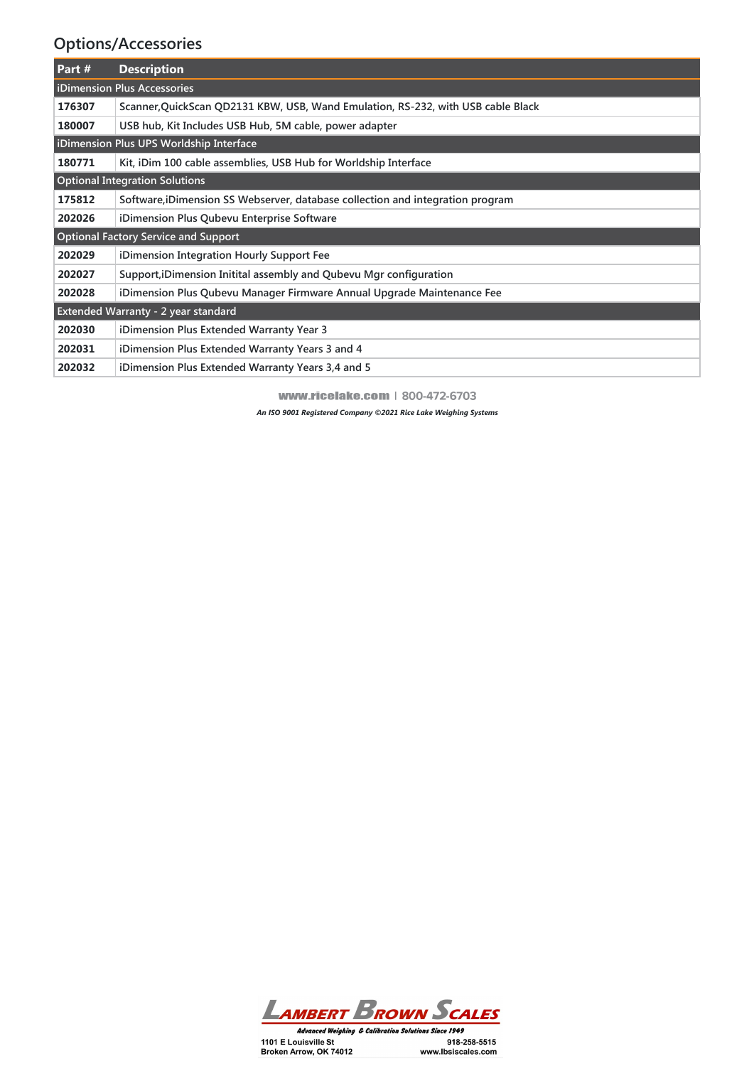## Options/Accessories

| Part # | Description |
|---|---|
| **iDimension Plus Accessories** | |
| **176307** | Scanner,QuickScan QD2131 KBW, USB, Wand Emulation, RS-232, with USB cable Black |
| **180007** | USB hub, Kit Includes USB Hub, 5M cable, power adapter |
| **iDimension Plus UPS Worldship Interface** | |
| **180771** | Kit, iDim 100 cable assemblies, USB Hub for Worldship Interface |
| **Optional Integration Solutions** | |
| **175812** | Software,iDimension SS Webserver, database collection and integration program |
| **202026** | iDimension Plus Qubevu Enterprise Software |
| **Optional Factory Service and Support** | |
| **202029** | iDimension Integration Hourly Support Fee |
| **202027** | Support,iDimension Initital assembly and Qubevu Mgr configuration |
| **202028** | iDimension Plus Qubevu Manager Firmware Annual Upgrade Maintenance Fee |
| **Extended Warranty - 2 year standard** | |
| **202030** | iDimension Plus Extended Warranty Year 3 |
| **202031** | iDimension Plus Extended Warranty Years 3 and 4 |
| **202032** | iDimension Plus Extended Warranty Years 3,4 and 5 |

www.ricelake.com | 800-472-6703

*An ISO 9001 Registered Company ©2021 Rice Lake Weighing Systems*

LAMBERT BROWN SCALES

*Advanced Weighing & Calibration Solutions Since 1949*

1101 E Louisville St
Broken Arrow, OK 74012

918-258-5515
www.lbsiscales.com